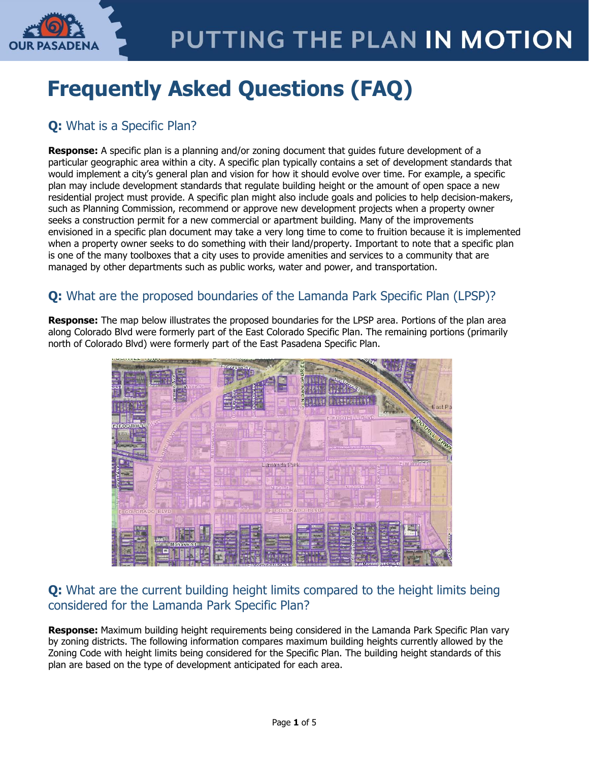# Frequently Asked Questions (FAQ)

## Q: What is a Specific Plan?

**Response:** A specific plan is a planning and/or zoning document that guides future development of a particular geographic area within a city. A specific plan typically contains a set of development standards that would implement a city's general plan and vision for how it should evolve over time. For example, a specific plan may include development standards that regulate building height or the amount of open space a new residential project must provide. A specific plan might also include goals and policies to help decision-makers, such as Planning Commission, recommend or approve new development projects when a property owner seeks a construction permit for a new commercial or apartment building. Many of the improvements envisioned in a specific plan document may take a very long time to come to fruition because it is implemented when a property owner seeks to do something with their land/property. Important to note that a specific plan is one of the many toolboxes that a city uses to provide amenities and services to a community that are managed by other departments such as public works, water and power, and transportation.

## Q: What are the proposed boundaries of the Lamanda Park Specific Plan (LPSP)?

**Response:** The map below illustrates the proposed boundaries for the LPSP area. Portions of the plan area along Colorado Blvd were formerly part of the East Colorado Specific Plan. The remaining portions (primarily north of Colorado Blvd) were formerly part of the East Pasadena Specific Plan.

## Q: What are the current building height limits compared to the height limits being considered for the Lamanda Park Specific Plan?

**Response:** Maximum building height requirements being considered in the Lamanda Park Specific Plan vary by zoning districts. The following information compares maximum building heights currently allowed by the Zoning Code with height limits being considered for the Specific Plan. The building height standards of this plan are based on the type of development anticipated for each area.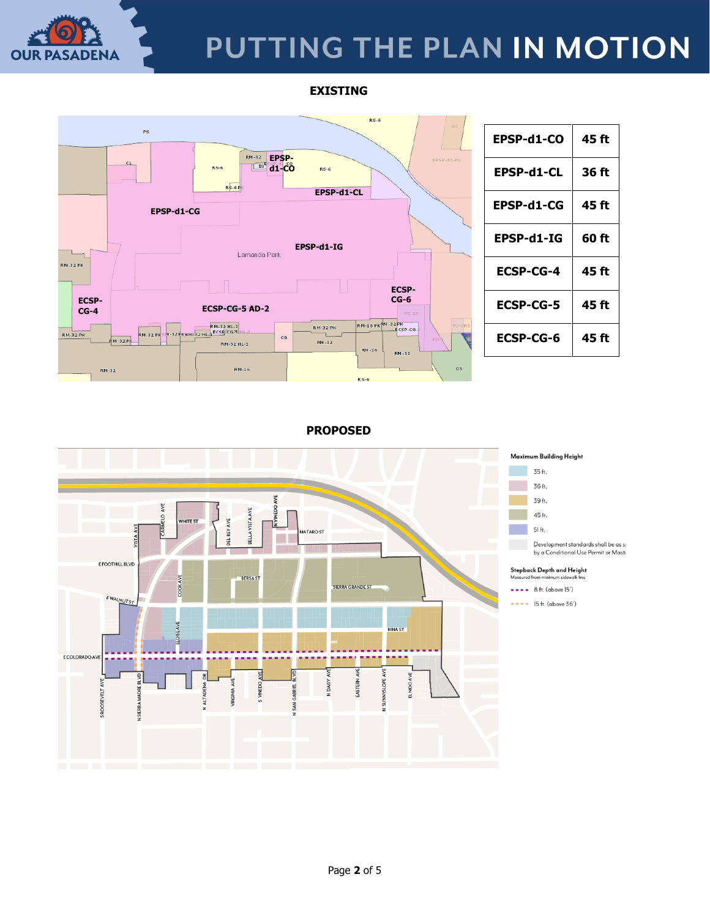# PUTTING THE PLAN IN MOTION

## EXISTING

| | |
|---|---|
| EPSP-d1-CO | 45 ft |
| EPSP-d1-CL | 36 ft |
| EPSP-d1-CG | 45 ft |
| EPSP-d1-IG | 60 ft |
| ECSP-CG-4 | 45 ft |
| ECSP-CG-5 | 45 ft |
| ECSP-CG-6 | 45 ft |

## PROPOSED

Maximum Building Height

35 ft.

36 ft.

39 ft.

45 ft.

51 ft.

Development standards shall be as s[...] by a Conditional Use Permit or Mast[...]

Stepback Depth and Height
Measured from minimum sidewalk line

8 ft. (above 15')

15 ft. (above 36')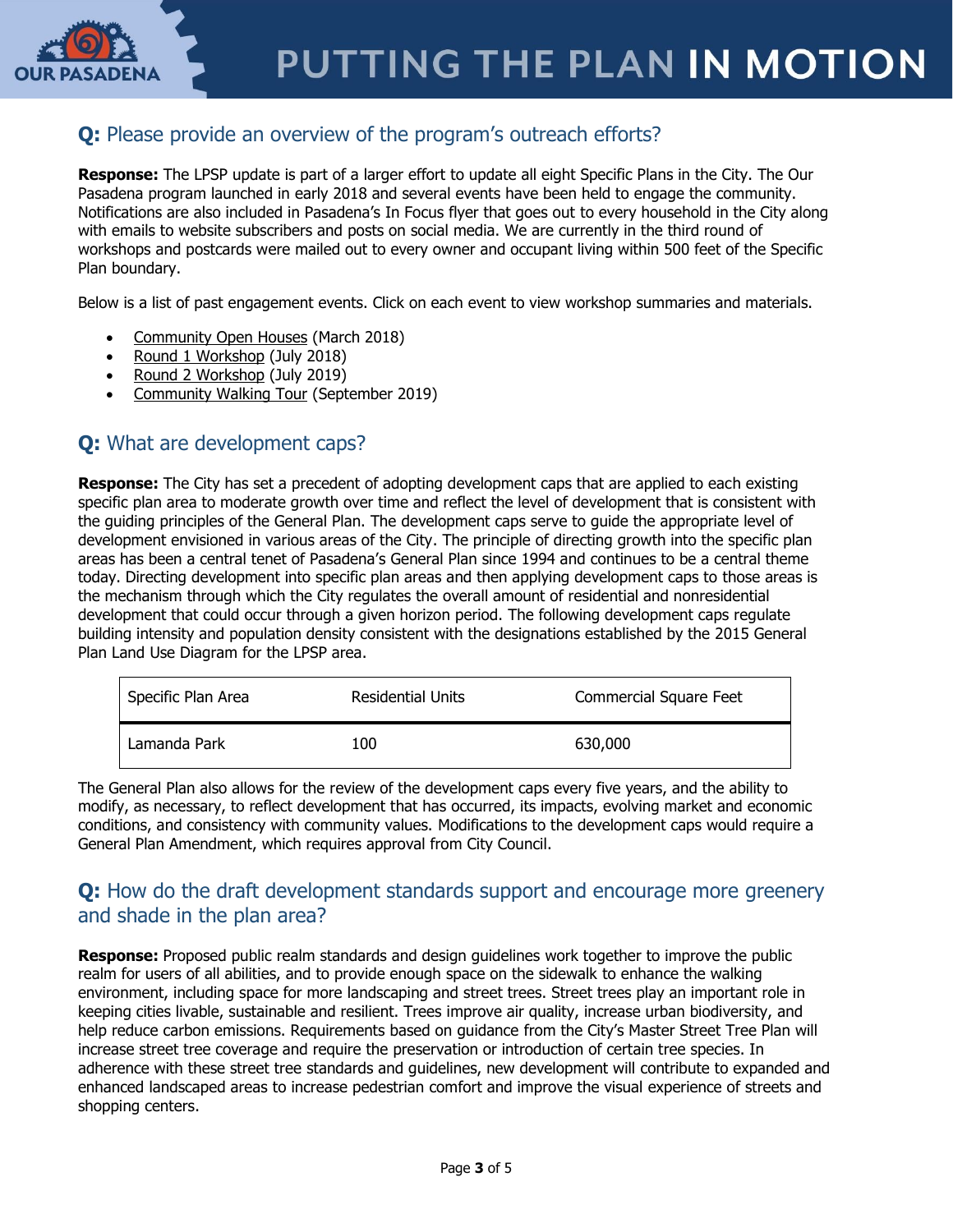## **Q:** Please provide an overview of the program's outreach efforts?

**Response:** The LPSP update is part of a larger effort to update all eight Specific Plans in the City. The Our Pasadena program launched in early 2018 and several events have been held to engage the community. Notifications are also included in Pasadena's In Focus flyer that goes out to every household in the City along with emails to website subscribers and posts on social media. We are currently in the third round of workshops and postcards were mailed out to every owner and occupant living within 500 feet of the Specific Plan boundary.

Below is a list of past engagement events. Click on each event to view workshop summaries and materials.

- Community Open Houses (March 2018)
- Round 1 Workshop (July 2018)
- Round 2 Workshop (July 2019)
- Community Walking Tour (September 2019)

## **Q:** What are development caps?

**Response:** The City has set a precedent of adopting development caps that are applied to each existing specific plan area to moderate growth over time and reflect the level of development that is consistent with the guiding principles of the General Plan. The development caps serve to guide the appropriate level of development envisioned in various areas of the City. The principle of directing growth into the specific plan areas has been a central tenet of Pasadena's General Plan since 1994 and continues to be a central theme today. Directing development into specific plan areas and then applying development caps to those areas is the mechanism through which the City regulates the overall amount of residential and nonresidential development that could occur through a given horizon period. The following development caps regulate building intensity and population density consistent with the designations established by the 2015 General Plan Land Use Diagram for the LPSP area.

| Specific Plan Area | Residential Units | Commercial Square Feet |
|---|---|---|
| Lamanda Park | 100 | 630,000 |

The General Plan also allows for the review of the development caps every five years, and the ability to modify, as necessary, to reflect development that has occurred, its impacts, evolving market and economic conditions, and consistency with community values. Modifications to the development caps would require a General Plan Amendment, which requires approval from City Council.

## **Q:** How do the draft development standards support and encourage more greenery and shade in the plan area?

**Response:** Proposed public realm standards and design guidelines work together to improve the public realm for users of all abilities, and to provide enough space on the sidewalk to enhance the walking environment, including space for more landscaping and street trees. Street trees play an important role in keeping cities livable, sustainable and resilient. Trees improve air quality, increase urban biodiversity, and help reduce carbon emissions. Requirements based on guidance from the City's Master Street Tree Plan will increase street tree coverage and require the preservation or introduction of certain tree species. In adherence with these street tree standards and guidelines, new development will contribute to expanded and enhanced landscaped areas to increase pedestrian comfort and improve the visual experience of streets and shopping centers.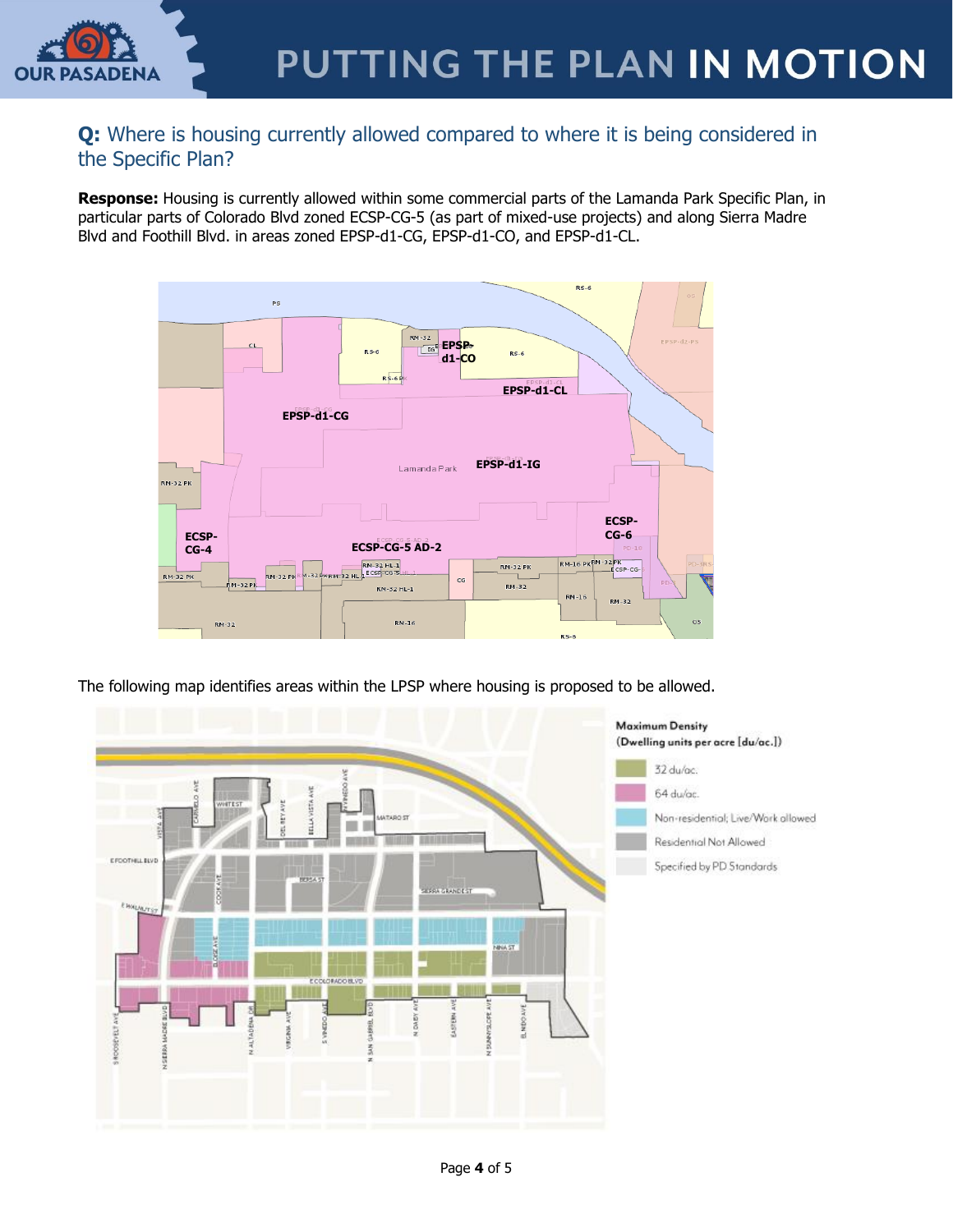**Q:** Where is housing currently allowed compared to where it is being considered in the Specific Plan?

**Response:** Housing is currently allowed within some commercial parts of the Lamanda Park Specific Plan, in particular parts of Colorado Blvd zoned ECSP-CG-5 (as part of mixed-use projects) and along Sierra Madre Blvd and Foothill Blvd. in areas zoned EPSP-d1-CG, EPSP-d1-CO, and EPSP-d1-CL.

The following map identifies areas within the LPSP where housing is proposed to be allowed.

Maximum Density
(Dwelling units per acre [du/ac.])

32 du/ac.
64 du/ac.
Non-residential; Live/Work allowed
Residential Not Allowed
Specified by PD Standards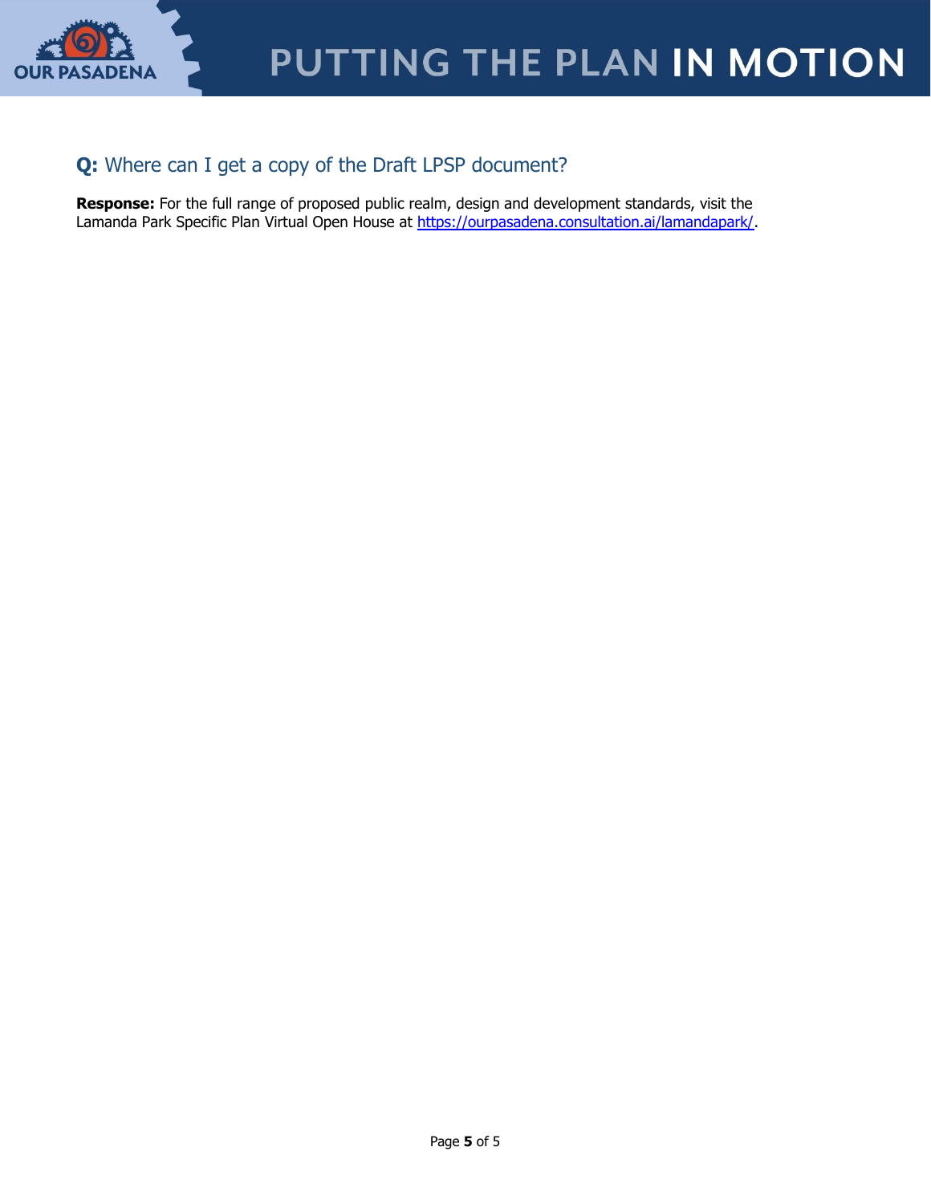**Q:** Where can I get a copy of the Draft LPSP document?

**Response:** For the full range of proposed public realm, design and development standards, visit the Lamanda Park Specific Plan Virtual Open House at [https://ourpasadena.consultation.ai/lamandapark/](https://ourpasadena.consultation.ai/lamandapark/).